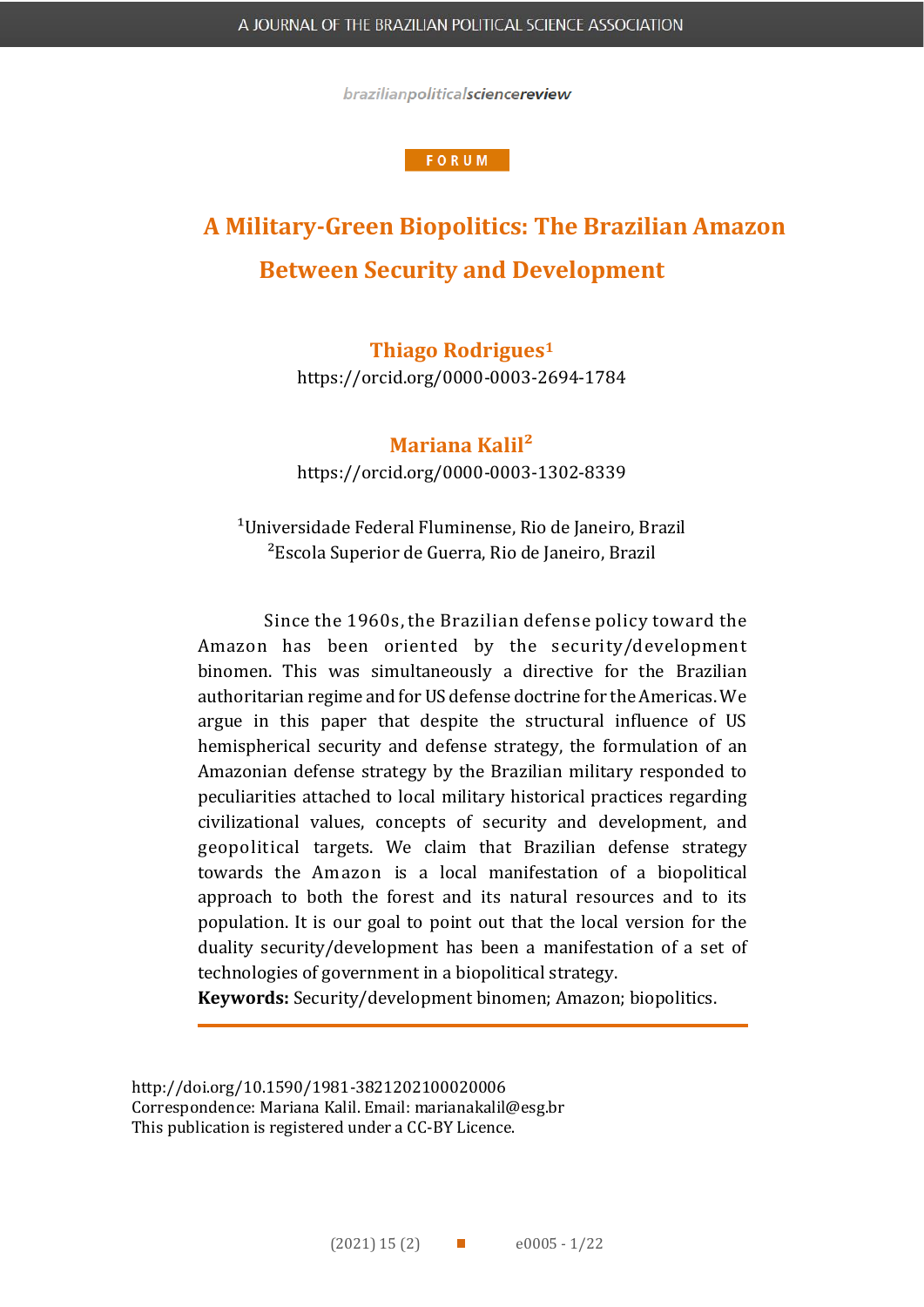FORUM

# A Military-Green Biopolitics: The Brazilian Amazon Between Security and Development

**Thiago Rodrigues**[1]
https://orcid.org/0000-0003-2694-1784

**Mariana Kalil**[2]
https://orcid.org/0000-0003-1302-8339

[1]Universidade Federal Fluminense, Rio de Janeiro, Brazil
[2]Escola Superior de Guerra, Rio de Janeiro, Brazil

Since the 1960s, the Brazilian defense policy toward the Amazon has been oriented by the security/development binomen. This was simultaneously a directive for the Brazilian authoritarian regime and for US defense doctrine for the Americas. We argue in this paper that despite the structural influence of US hemispherical security and defense strategy, the formulation of an Amazonian defense strategy by the Brazilian military responded to peculiarities attached to local military historical practices regarding civilizational values, concepts of security and development, and geopolitical targets. We claim that Brazilian defense strategy towards the Amazon is a local manifestation of a biopolitical approach to both the forest and its natural resources and to its population. It is our goal to point out that the local version for the duality security/development has been a manifestation of a set of technologies of government in a biopolitical strategy.

**Keywords:** Security/development binomen; Amazon; biopolitics.

http://doi.org/10.1590/1981-3821202100020006
Correspondence: Mariana Kalil. Email: marianakalil@esg.br
This publication is registered under a CC-BY Licence.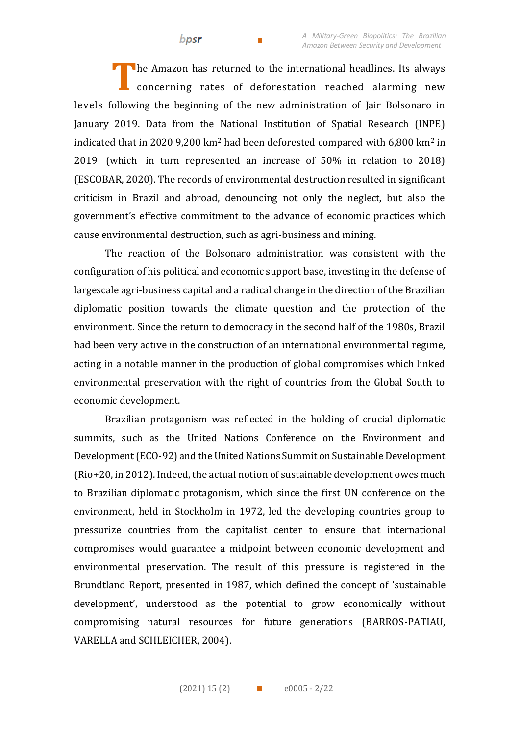The Amazon has returned to the international headlines. Its always concerning rates of deforestation reached alarming new levels following the beginning of the new administration of Jair Bolsonaro in January 2019. Data from the National Institution of Spatial Research (INPE) indicated that in 2020 9,200 $km^2$ had been deforested compared with 6,800 $km^2$ in 2019 (which in turn represented an increase of 50% in relation to 2018) (ESCOBAR, 2020). The records of environmental destruction resulted in significant criticism in Brazil and abroad, denouncing not only the neglect, but also the government's effective commitment to the advance of economic practices which cause environmental destruction, such as agri-business and mining.

The reaction of the Bolsonaro administration was consistent with the configuration of his political and economic support base, investing in the defense of largescale agri-business capital and a radical change in the direction of the Brazilian diplomatic position towards the climate question and the protection of the environment. Since the return to democracy in the second half of the 1980s, Brazil had been very active in the construction of an international environmental regime, acting in a notable manner in the production of global compromises which linked environmental preservation with the right of countries from the Global South to economic development.

Brazilian protagonism was reflected in the holding of crucial diplomatic summits, such as the United Nations Conference on the Environment and Development (ECO-92) and the United Nations Summit on Sustainable Development (Rio+20, in 2012). Indeed, the actual notion of sustainable development owes much to Brazilian diplomatic protagonism, which since the first UN conference on the environment, held in Stockholm in 1972, led the developing countries group to pressurize countries from the capitalist center to ensure that international compromises would guarantee a midpoint between economic development and environmental preservation. The result of this pressure is registered in the Brundtland Report, presented in 1987, which defined the concept of 'sustainable development', understood as the potential to grow economically without compromising natural resources for future generations (BARROS-PATIAU, VARELLA and SCHLEICHER, 2004).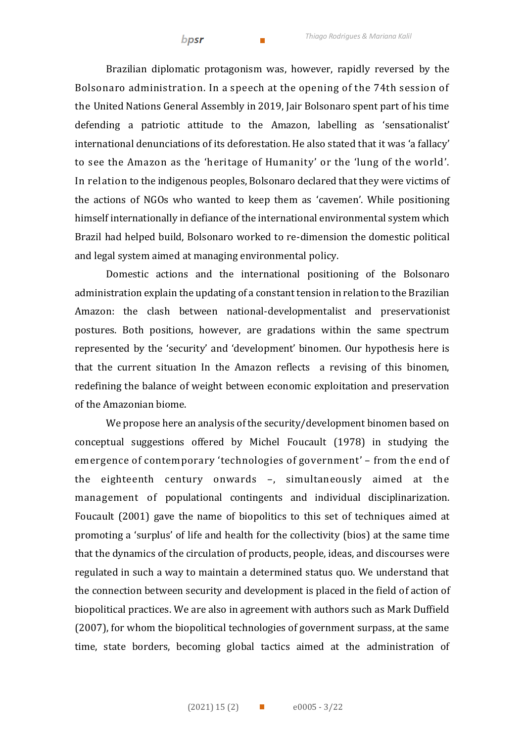Brazilian diplomatic protagonism was, however, rapidly reversed by the Bolsonaro administration. In a speech at the opening of the 74th session of the United Nations General Assembly in 2019, Jair Bolsonaro spent part of his time defending a patriotic attitude to the Amazon, labelling as 'sensationalist' international denunciations of its deforestation. He also stated that it was 'a fallacy' to see the Amazon as the 'heritage of Humanity' or the 'lung of the world'. In relation to the indigenous peoples, Bolsonaro declared that they were victims of the actions of NGOs who wanted to keep them as 'cavemen'. While positioning himself internationally in defiance of the international environmental system which Brazil had helped build, Bolsonaro worked to re-dimension the domestic political and legal system aimed at managing environmental policy.

Domestic actions and the international positioning of the Bolsonaro administration explain the updating of a constant tension in relation to the Brazilian Amazon: the clash between national-developmentalist and preservationist postures. Both positions, however, are gradations within the same spectrum represented by the 'security' and 'development' binomen. Our hypothesis here is that the current situation In the Amazon reflects a revising of this binomen, redefining the balance of weight between economic exploitation and preservation of the Amazonian biome.

We propose here an analysis of the security/development binomen based on conceptual suggestions offered by Michel Foucault (1978) in studying the emergence of contemporary 'technologies of government' – from the end of the eighteenth century onwards –, simultaneously aimed at the management of populational contingents and individual disciplinarization. Foucault (2001) gave the name of biopolitics to this set of techniques aimed at promoting a 'surplus' of life and health for the collectivity (bios) at the same time that the dynamics of the circulation of products, people, ideas, and discourses were regulated in such a way to maintain a determined status quo. We understand that the connection between security and development is placed in the field of action of biopolitical practices. We are also in agreement with authors such as Mark Duffield (2007), for whom the biopolitical technologies of government surpass, at the same time, state borders, becoming global tactics aimed at the administration of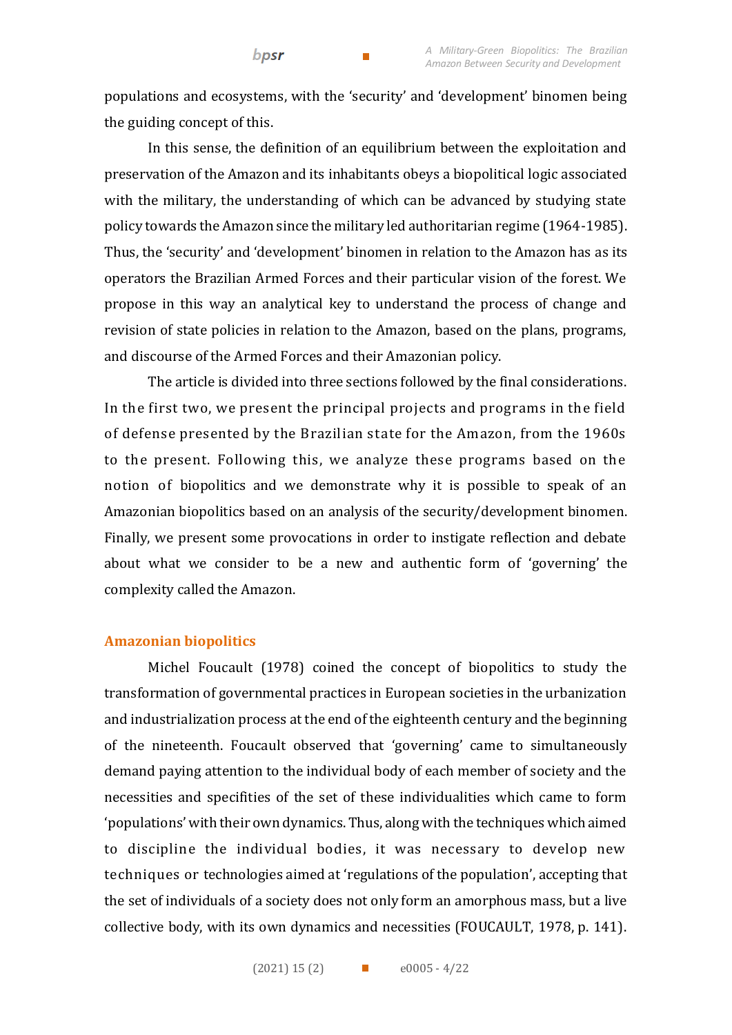populations and ecosystems, with the 'security' and 'development' binomen being the guiding concept of this.

In this sense, the definition of an equilibrium between the exploitation and preservation of the Amazon and its inhabitants obeys a biopolitical logic associated with the military, the understanding of which can be advanced by studying state policy towards the Amazon since the military led authoritarian regime (1964-1985). Thus, the 'security' and 'development' binomen in relation to the Amazon has as its operators the Brazilian Armed Forces and their particular vision of the forest. We propose in this way an analytical key to understand the process of change and revision of state policies in relation to the Amazon, based on the plans, programs, and discourse of the Armed Forces and their Amazonian policy.

The article is divided into three sections followed by the final considerations. In the first two, we present the principal projects and programs in the field of defense presented by the Brazilian state for the Amazon, from the 1960s to the present. Following this, we analyze these programs based on the notion of biopolitics and we demonstrate why it is possible to speak of an Amazonian biopolitics based on an analysis of the security/development binomen. Finally, we present some provocations in order to instigate reflection and debate about what we consider to be a new and authentic form of 'governing' the complexity called the Amazon.

## Amazonian biopolitics

Michel Foucault (1978) coined the concept of biopolitics to study the transformation of governmental practices in European societies in the urbanization and industrialization process at the end of the eighteenth century and the beginning of the nineteenth. Foucault observed that 'governing' came to simultaneously demand paying attention to the individual body of each member of society and the necessities and specifities of the set of these individualities which came to form 'populations' with their own dynamics. Thus, along with the techniques which aimed to discipline the individual bodies, it was necessary to develop new techniques or technologies aimed at 'regulations of the population', accepting that the set of individuals of a society does not only form an amorphous mass, but a live collective body, with its own dynamics and necessities (FOUCAULT, 1978, p. 141).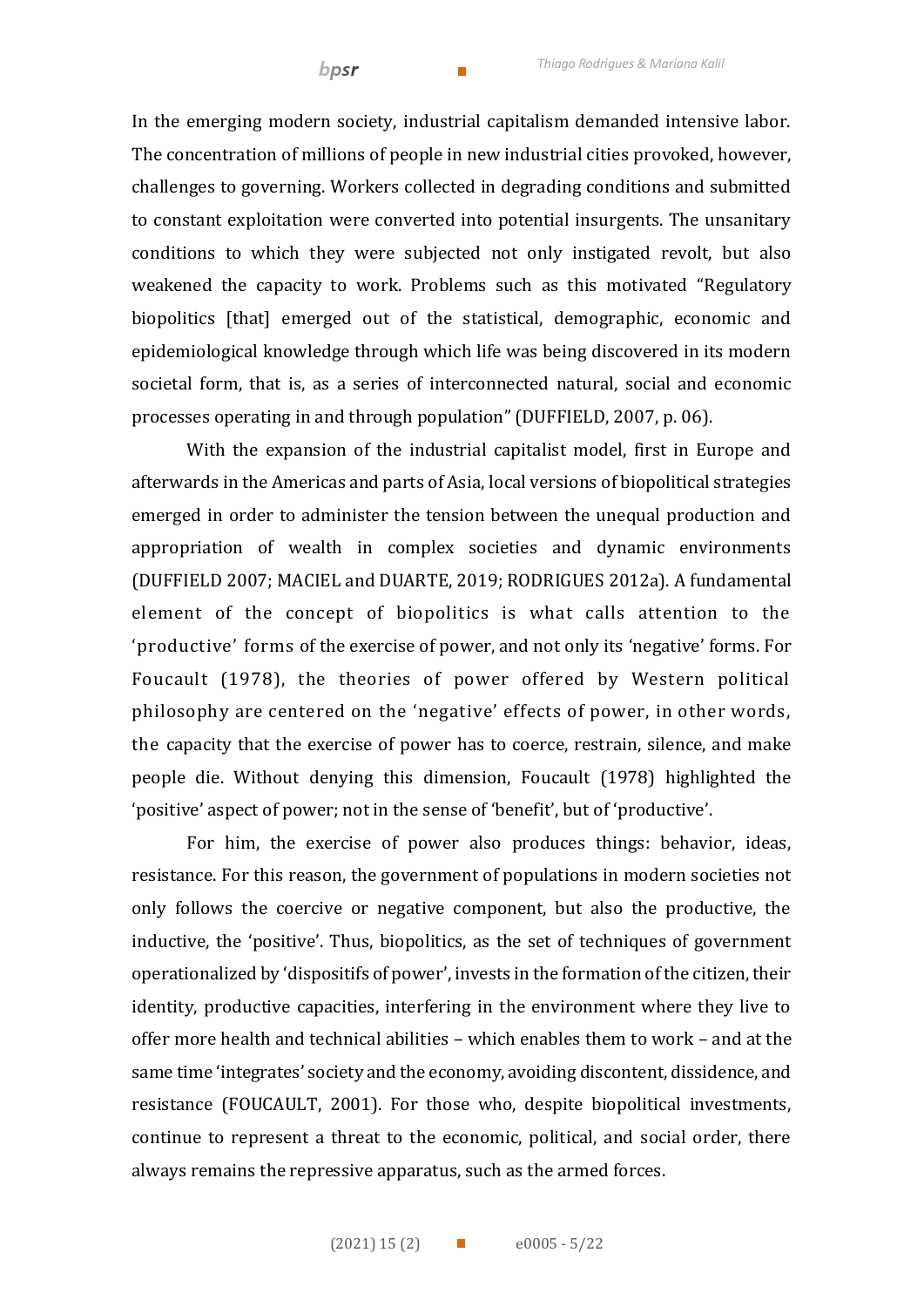In the emerging modern society, industrial capitalism demanded intensive labor. The concentration of millions of people in new industrial cities provoked, however, challenges to governing. Workers collected in degrading conditions and submitted to constant exploitation were converted into potential insurgents. The unsanitary conditions to which they were subjected not only instigated revolt, but also weakened the capacity to work. Problems such as this motivated "Regulatory biopolitics [that] emerged out of the statistical, demographic, economic and epidemiological knowledge through which life was being discovered in its modern societal form, that is, as a series of interconnected natural, social and economic processes operating in and through population" (DUFFIELD, 2007, p. 06).

With the expansion of the industrial capitalist model, first in Europe and afterwards in the Americas and parts of Asia, local versions of biopolitical strategies emerged in order to administer the tension between the unequal production and appropriation of wealth in complex societies and dynamic environments (DUFFIELD 2007; MACIEL and DUARTE, 2019; RODRIGUES 2012a). A fundamental element of the concept of biopolitics is what calls attention to the 'productive' forms of the exercise of power, and not only its 'negative' forms. For Foucault (1978), the theories of power offered by Western political philosophy are centered on the 'negative' effects of power, in other words, the capacity that the exercise of power has to coerce, restrain, silence, and make people die. Without denying this dimension, Foucault (1978) highlighted the 'positive' aspect of power; not in the sense of 'benefit', but of 'productive'.

For him, the exercise of power also produces things: behavior, ideas, resistance. For this reason, the government of populations in modern societies not only follows the coercive or negative component, but also the productive, the inductive, the 'positive'. Thus, biopolitics, as the set of techniques of government operationalized by 'dispositifs of power', invests in the formation of the citizen, their identity, productive capacities, interfering in the environment where they live to offer more health and technical abilities – which enables them to work – and at the same time 'integrates' society and the economy, avoiding discontent, dissidence, and resistance (FOUCAULT, 2001). For those who, despite biopolitical investments, continue to represent a threat to the economic, political, and social order, there always remains the repressive apparatus, such as the armed forces.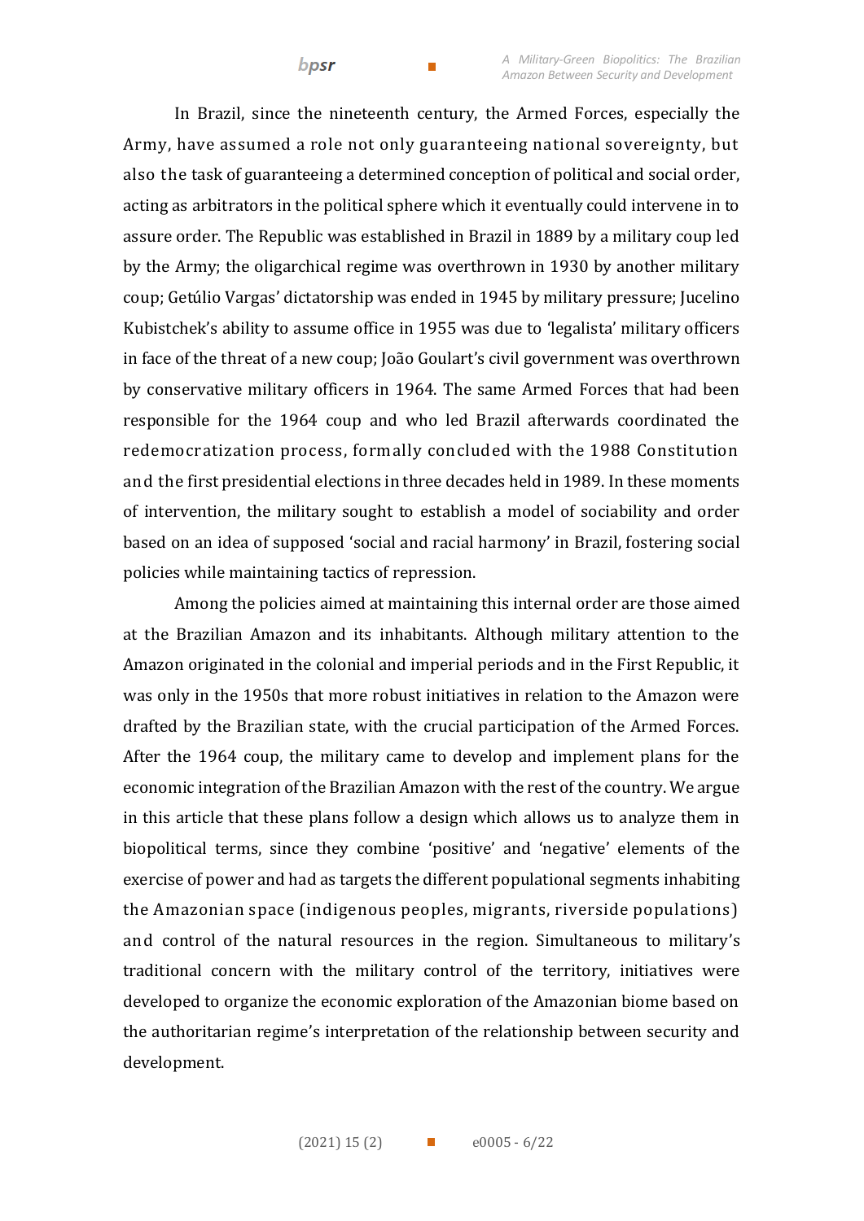In Brazil, since the nineteenth century, the Armed Forces, especially the Army, have assumed a role not only guaranteeing national sovereignty, but also the task of guaranteeing a determined conception of political and social order, acting as arbitrators in the political sphere which it eventually could intervene in to assure order. The Republic was established in Brazil in 1889 by a military coup led by the Army; the oligarchical regime was overthrown in 1930 by another military coup; Getúlio Vargas' dictatorship was ended in 1945 by military pressure; Jucelino Kubistchek's ability to assume office in 1955 was due to 'legalista' military officers in face of the threat of a new coup; João Goulart's civil government was overthrown by conservative military officers in 1964. The same Armed Forces that had been responsible for the 1964 coup and who led Brazil afterwards coordinated the redemocratization process, formally concluded with the 1988 Constitution and the first presidential elections in three decades held in 1989. In these moments of intervention, the military sought to establish a model of sociability and order based on an idea of supposed 'social and racial harmony' in Brazil, fostering social policies while maintaining tactics of repression.

Among the policies aimed at maintaining this internal order are those aimed at the Brazilian Amazon and its inhabitants. Although military attention to the Amazon originated in the colonial and imperial periods and in the First Republic, it was only in the 1950s that more robust initiatives in relation to the Amazon were drafted by the Brazilian state, with the crucial participation of the Armed Forces. After the 1964 coup, the military came to develop and implement plans for the economic integration of the Brazilian Amazon with the rest of the country. We argue in this article that these plans follow a design which allows us to analyze them in biopolitical terms, since they combine 'positive' and 'negative' elements of the exercise of power and had as targets the different populational segments inhabiting the Amazonian space (indigenous peoples, migrants, riverside populations) and control of the natural resources in the region. Simultaneous to military's traditional concern with the military control of the territory, initiatives were developed to organize the economic exploration of the Amazonian biome based on the authoritarian regime's interpretation of the relationship between security and development.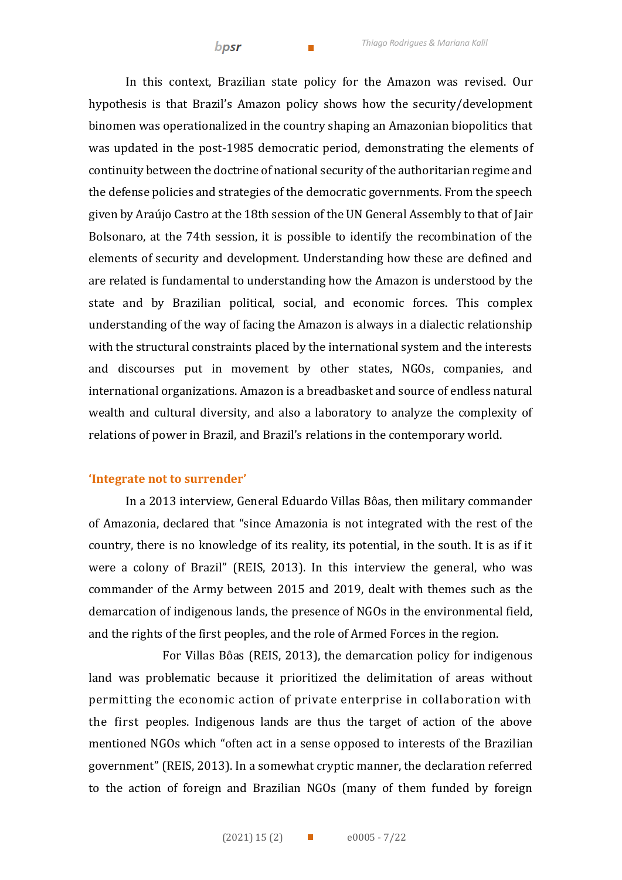In this context, Brazilian state policy for the Amazon was revised. Our hypothesis is that Brazil's Amazon policy shows how the security/development binomen was operationalized in the country shaping an Amazonian biopolitics that was updated in the post-1985 democratic period, demonstrating the elements of continuity between the doctrine of national security of the authoritarian regime and the defense policies and strategies of the democratic governments. From the speech given by Araújo Castro at the 18th session of the UN General Assembly to that of Jair Bolsonaro, at the 74th session, it is possible to identify the recombination of the elements of security and development. Understanding how these are defined and are related is fundamental to understanding how the Amazon is understood by the state and by Brazilian political, social, and economic forces. This complex understanding of the way of facing the Amazon is always in a dialectic relationship with the structural constraints placed by the international system and the interests and discourses put in movement by other states, NGOs, companies, and international organizations. Amazon is a breadbasket and source of endless natural wealth and cultural diversity, and also a laboratory to analyze the complexity of relations of power in Brazil, and Brazil's relations in the contemporary world.

## 'Integrate not to surrender'

In a 2013 interview, General Eduardo Villas Bôas, then military commander of Amazonia, declared that "since Amazonia is not integrated with the rest of the country, there is no knowledge of its reality, its potential, in the south. It is as if it were a colony of Brazil" (REIS, 2013). In this interview the general, who was commander of the Army between 2015 and 2019, dealt with themes such as the demarcation of indigenous lands, the presence of NGOs in the environmental field, and the rights of the first peoples, and the role of Armed Forces in the region.

For Villas Bôas (REIS, 2013), the demarcation policy for indigenous land was problematic because it prioritized the delimitation of areas without permitting the economic action of private enterprise in collaboration with the first peoples. Indigenous lands are thus the target of action of the above mentioned NGOs which "often act in a sense opposed to interests of the Brazilian government" (REIS, 2013). In a somewhat cryptic manner, the declaration referred to the action of foreign and Brazilian NGOs (many of them funded by foreign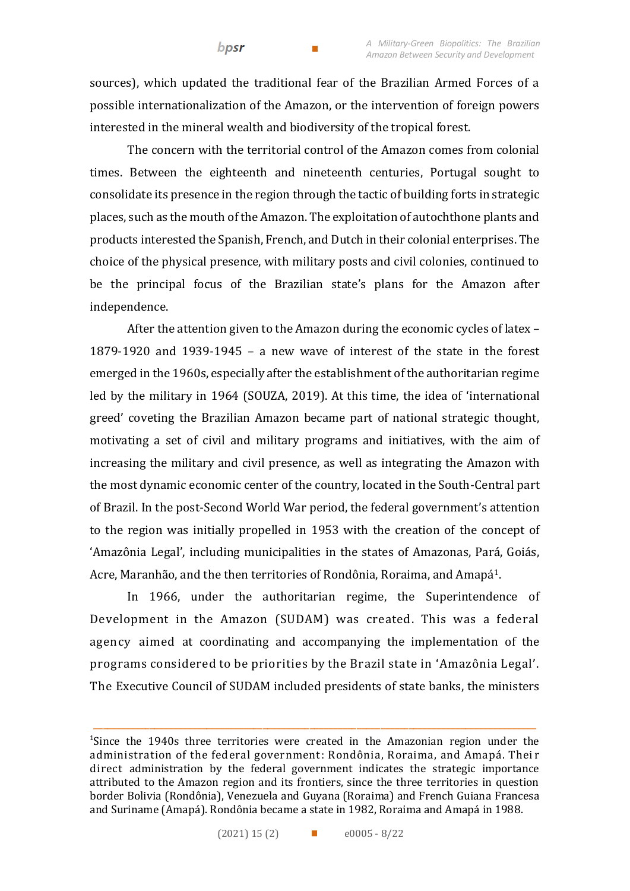sources), which updated the traditional fear of the Brazilian Armed Forces of a possible internationalization of the Amazon, or the intervention of foreign powers interested in the mineral wealth and biodiversity of the tropical forest.

The concern with the territorial control of the Amazon comes from colonial times. Between the eighteenth and nineteenth centuries, Portugal sought to consolidate its presence in the region through the tactic of building forts in strategic places, such as the mouth of the Amazon. The exploitation of autochthone plants and products interested the Spanish, French, and Dutch in their colonial enterprises. The choice of the physical presence, with military posts and civil colonies, continued to be the principal focus of the Brazilian state's plans for the Amazon after independence.

After the attention given to the Amazon during the economic cycles of latex – 1879-1920 and 1939-1945 – a new wave of interest of the state in the forest emerged in the 1960s, especially after the establishment of the authoritarian regime led by the military in 1964 (SOUZA, 2019). At this time, the idea of 'international greed' coveting the Brazilian Amazon became part of national strategic thought, motivating a set of civil and military programs and initiatives, with the aim of increasing the military and civil presence, as well as integrating the Amazon with the most dynamic economic center of the country, located in the South-Central part of Brazil. In the post-Second World War period, the federal government's attention to the region was initially propelled in 1953 with the creation of the concept of 'Amazônia Legal', including municipalities in the states of Amazonas, Pará, Goiás, Acre, Maranhão, and the then territories of Rondônia, Roraima, and Amapá[1].

In 1966, under the authoritarian regime, the Superintendence of Development in the Amazon (SUDAM) was created. This was a federal agency aimed at coordinating and accompanying the implementation of the programs considered to be priorities by the Brazil state in 'Amazônia Legal'. The Executive Council of SUDAM included presidents of state banks, the ministers

---

[1]Since the 1940s three territories were created in the Amazonian region under the administration of the federal government: Rondônia, Roraima, and Amapá. Their direct administration by the federal government indicates the strategic importance attributed to the Amazon region and its frontiers, since the three territories in question border Bolivia (Rondônia), Venezuela and Guyana (Roraima) and French Guiana Francesa and Suriname (Amapá). Rondônia became a state in 1982, Roraima and Amapá in 1988.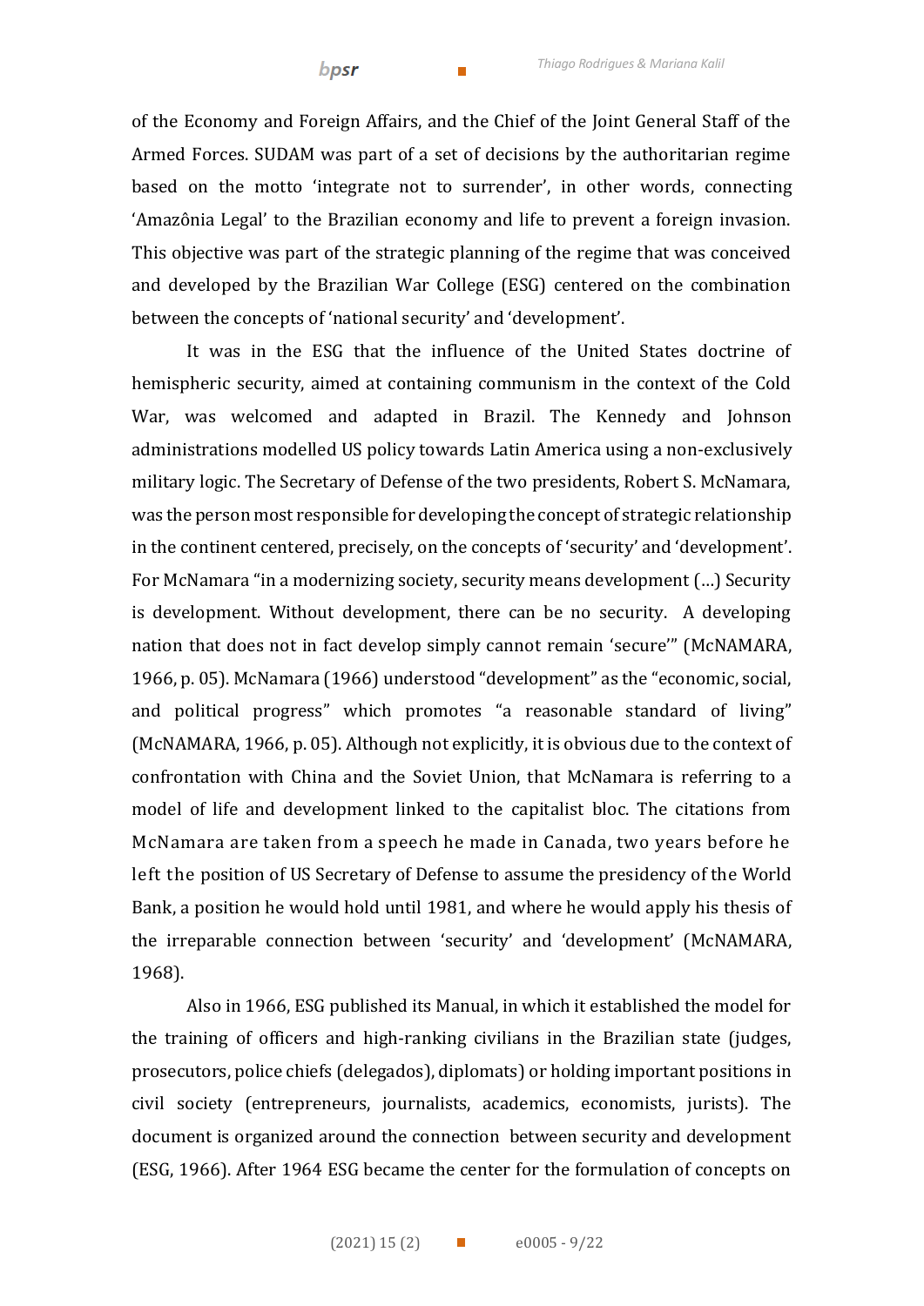of the Economy and Foreign Affairs, and the Chief of the Joint General Staff of the Armed Forces. SUDAM was part of a set of decisions by the authoritarian regime based on the motto 'integrate not to surrender', in other words, connecting 'Amazônia Legal' to the Brazilian economy and life to prevent a foreign invasion. This objective was part of the strategic planning of the regime that was conceived and developed by the Brazilian War College (ESG) centered on the combination between the concepts of 'national security' and 'development'.

It was in the ESG that the influence of the United States doctrine of hemispheric security, aimed at containing communism in the context of the Cold War, was welcomed and adapted in Brazil. The Kennedy and Johnson administrations modelled US policy towards Latin America using a non-exclusively military logic. The Secretary of Defense of the two presidents, Robert S. McNamara, was the person most responsible for developing the concept of strategic relationship in the continent centered, precisely, on the concepts of 'security' and 'development'. For McNamara "in a modernizing society, security means development (…) Security is development. Without development, there can be no security. A developing nation that does not in fact develop simply cannot remain 'secure'" (McNAMARA, 1966, p. 05). McNamara (1966) understood "development" as the "economic, social, and political progress" which promotes "a reasonable standard of living" (McNAMARA, 1966, p. 05). Although not explicitly, it is obvious due to the context of confrontation with China and the Soviet Union, that McNamara is referring to a model of life and development linked to the capitalist bloc. The citations from McNamara are taken from a speech he made in Canada, two years before he left the position of US Secretary of Defense to assume the presidency of the World Bank, a position he would hold until 1981, and where he would apply his thesis of the irreparable connection between 'security' and 'development' (McNAMARA, 1968).

Also in 1966, ESG published its Manual, in which it established the model for the training of officers and high-ranking civilians in the Brazilian state (judges, prosecutors, police chiefs (delegados), diplomats) or holding important positions in civil society (entrepreneurs, journalists, academics, economists, jurists). The document is organized around the connection between security and development (ESG, 1966). After 1964 ESG became the center for the formulation of concepts on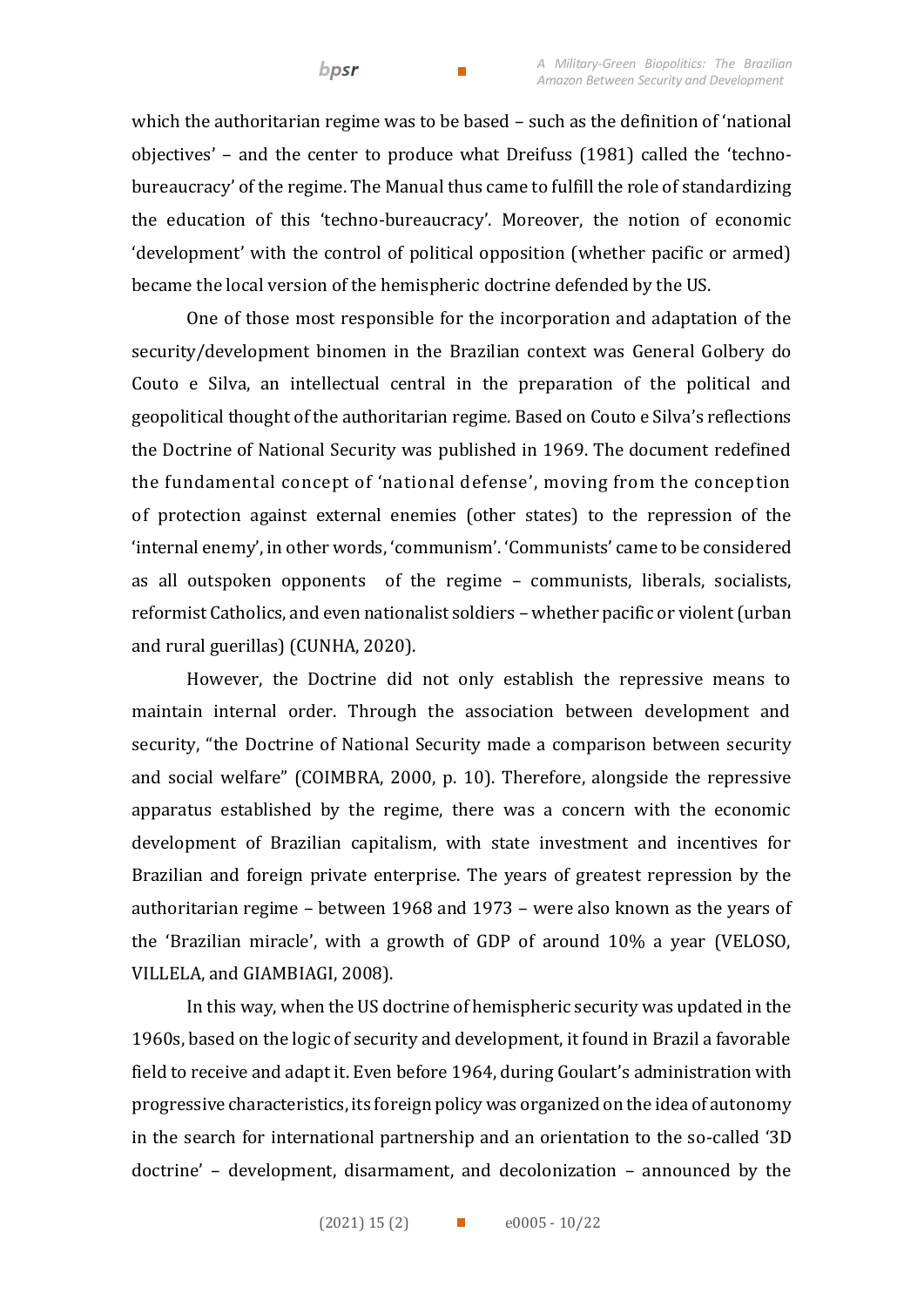which the authoritarian regime was to be based – such as the definition of 'national objectives' – and the center to produce what Dreifuss (1981) called the 'techno-bureaucracy' of the regime. The Manual thus came to fulfill the role of standardizing the education of this 'techno-bureaucracy'. Moreover, the notion of economic 'development' with the control of political opposition (whether pacific or armed) became the local version of the hemispheric doctrine defended by the US.

One of those most responsible for the incorporation and adaptation of the security/development binomen in the Brazilian context was General Golbery do Couto e Silva, an intellectual central in the preparation of the political and geopolitical thought of the authoritarian regime. Based on Couto e Silva's reflections the Doctrine of National Security was published in 1969. The document redefined the fundamental concept of 'national defense', moving from the conception of protection against external enemies (other states) to the repression of the 'internal enemy', in other words, 'communism'. 'Communists' came to be considered as all outspoken opponents of the regime – communists, liberals, socialists, reformist Catholics, and even nationalist soldiers – whether pacific or violent (urban and rural guerillas) (CUNHA, 2020).

However, the Doctrine did not only establish the repressive means to maintain internal order. Through the association between development and security, "the Doctrine of National Security made a comparison between security and social welfare" (COIMBRA, 2000, p. 10). Therefore, alongside the repressive apparatus established by the regime, there was a concern with the economic development of Brazilian capitalism, with state investment and incentives for Brazilian and foreign private enterprise. The years of greatest repression by the authoritarian regime – between 1968 and 1973 – were also known as the years of the 'Brazilian miracle', with a growth of GDP of around 10% a year (VELOSO, VILLELA, and GIAMBIAGI, 2008).

In this way, when the US doctrine of hemispheric security was updated in the 1960s, based on the logic of security and development, it found in Brazil a favorable field to receive and adapt it. Even before 1964, during Goulart's administration with progressive characteristics, its foreign policy was organized on the idea of autonomy in the search for international partnership and an orientation to the so-called '3D doctrine' – development, disarmament, and decolonization – announced by the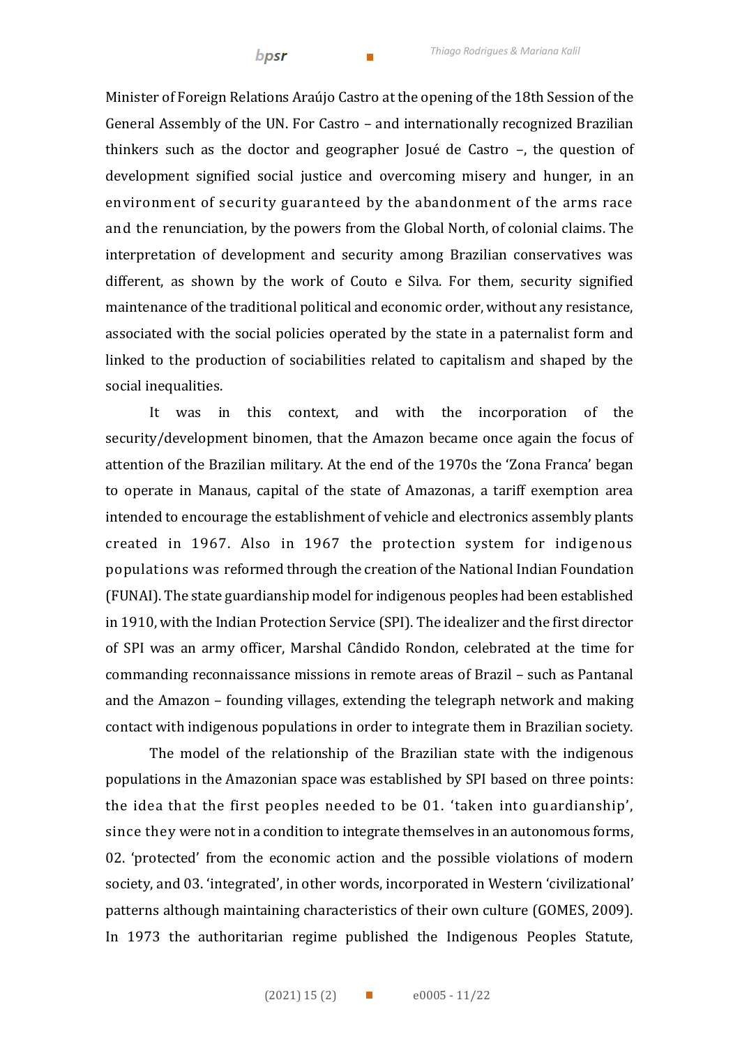Minister of Foreign Relations Araújo Castro at the opening of the 18th Session of the General Assembly of the UN. For Castro – and internationally recognized Brazilian thinkers such as the doctor and geographer Josué de Castro –, the question of development signified social justice and overcoming misery and hunger, in an environment of security guaranteed by the abandonment of the arms race and the renunciation, by the powers from the Global North, of colonial claims. The interpretation of development and security among Brazilian conservatives was different, as shown by the work of Couto e Silva. For them, security signified maintenance of the traditional political and economic order, without any resistance, associated with the social policies operated by the state in a paternalist form and linked to the production of sociabilities related to capitalism and shaped by the social inequalities.

It was in this context, and with the incorporation of the security/development binomen, that the Amazon became once again the focus of attention of the Brazilian military. At the end of the 1970s the 'Zona Franca' began to operate in Manaus, capital of the state of Amazonas, a tariff exemption area intended to encourage the establishment of vehicle and electronics assembly plants created in 1967. Also in 1967 the protection system for indigenous populations was reformed through the creation of the National Indian Foundation (FUNAI). The state guardianship model for indigenous peoples had been established in 1910, with the Indian Protection Service (SPI). The idealizer and the first director of SPI was an army officer, Marshal Cândido Rondon, celebrated at the time for commanding reconnaissance missions in remote areas of Brazil – such as Pantanal and the Amazon – founding villages, extending the telegraph network and making contact with indigenous populations in order to integrate them in Brazilian society.

The model of the relationship of the Brazilian state with the indigenous populations in the Amazonian space was established by SPI based on three points: the idea that the first peoples needed to be 01. 'taken into guardianship', since they were not in a condition to integrate themselves in an autonomous forms, 02. 'protected' from the economic action and the possible violations of modern society, and 03. 'integrated', in other words, incorporated in Western 'civilizational' patterns although maintaining characteristics of their own culture (GOMES, 2009). In 1973 the authoritarian regime published the Indigenous Peoples Statute,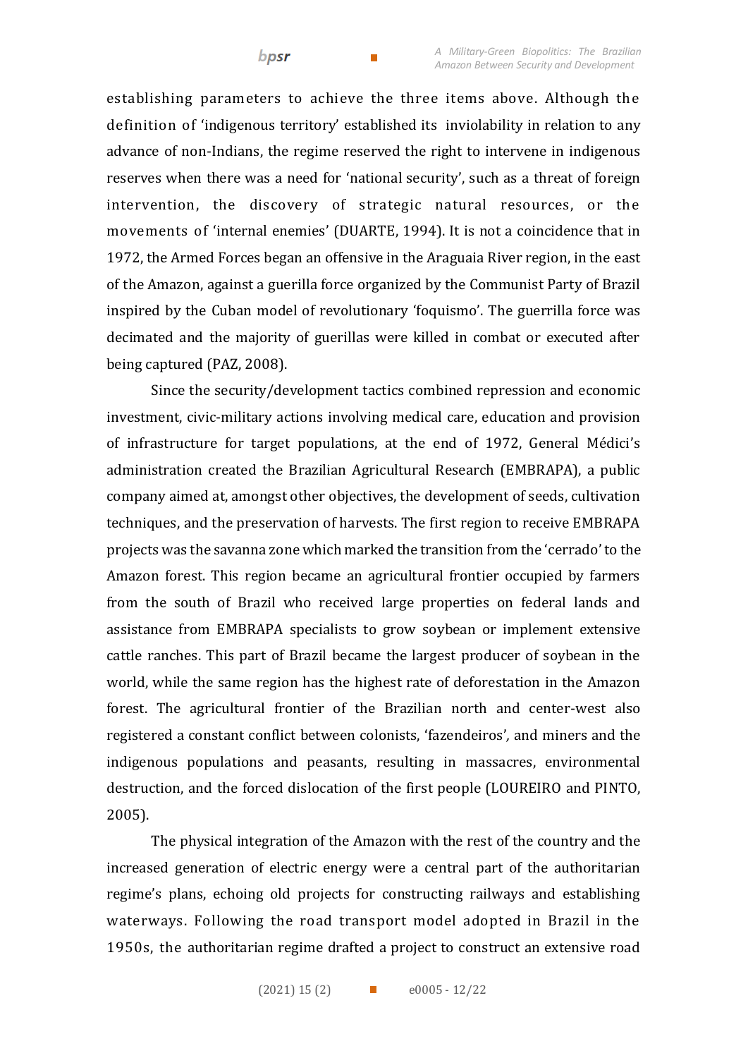establishing parameters to achieve the three items above. Although the definition of 'indigenous territory' established its inviolability in relation to any advance of non-Indians, the regime reserved the right to intervene in indigenous reserves when there was a need for 'national security', such as a threat of foreign intervention, the discovery of strategic natural resources, or the movements of 'internal enemies' (DUARTE, 1994). It is not a coincidence that in 1972, the Armed Forces began an offensive in the Araguaia River region, in the east of the Amazon, against a guerilla force organized by the Communist Party of Brazil inspired by the Cuban model of revolutionary 'foquismo'. The guerrilla force was decimated and the majority of guerillas were killed in combat or executed after being captured (PAZ, 2008).

Since the security/development tactics combined repression and economic investment, civic-military actions involving medical care, education and provision of infrastructure for target populations, at the end of 1972, General Médici's administration created the Brazilian Agricultural Research (EMBRAPA), a public company aimed at, amongst other objectives, the development of seeds, cultivation techniques, and the preservation of harvests. The first region to receive EMBRAPA projects was the savanna zone which marked the transition from the 'cerrado' to the Amazon forest. This region became an agricultural frontier occupied by farmers from the south of Brazil who received large properties on federal lands and assistance from EMBRAPA specialists to grow soybean or implement extensive cattle ranches. This part of Brazil became the largest producer of soybean in the world, while the same region has the highest rate of deforestation in the Amazon forest. The agricultural frontier of the Brazilian north and center-west also registered a constant conflict between colonists, 'fazendeiros', and miners and the indigenous populations and peasants, resulting in massacres, environmental destruction, and the forced dislocation of the first people (LOUREIRO and PINTO, 2005).

The physical integration of the Amazon with the rest of the country and the increased generation of electric energy were a central part of the authoritarian regime's plans, echoing old projects for constructing railways and establishing waterways. Following the road transport model adopted in Brazil in the 1950s, the authoritarian regime drafted a project to construct an extensive road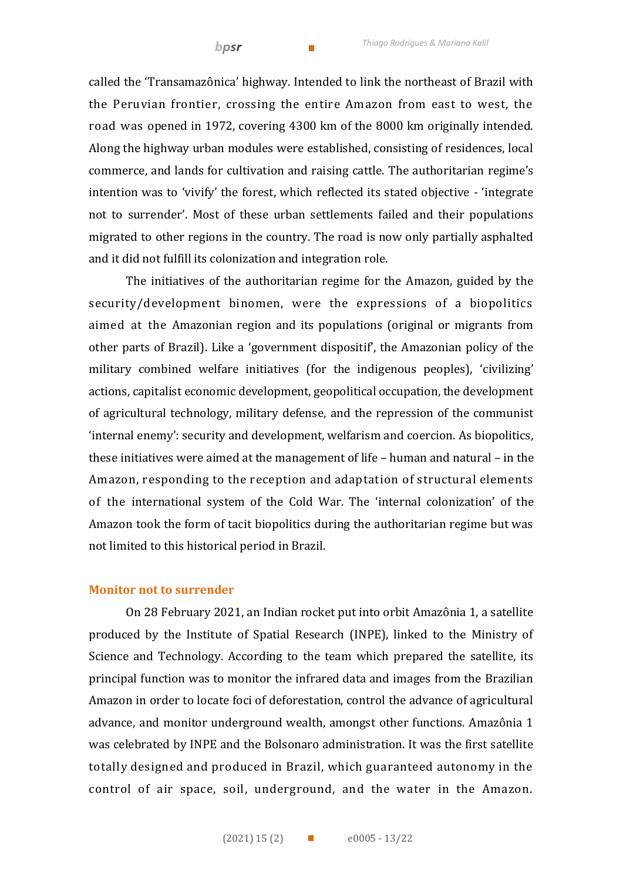called the 'Transamazônica' highway. Intended to link the northeast of Brazil with the Peruvian frontier, crossing the entire Amazon from east to west, the road was opened in 1972, covering 4300 km of the 8000 km originally intended. Along the highway urban modules were established, consisting of residences, local commerce, and lands for cultivation and raising cattle. The authoritarian regime's intention was to 'vivify' the forest, which reflected its stated objective - 'integrate not to surrender'. Most of these urban settlements failed and their populations migrated to other regions in the country. The road is now only partially asphalted and it did not fulfill its colonization and integration role.

The initiatives of the authoritarian regime for the Amazon, guided by the security/development binomen, were the expressions of a biopolitics aimed at the Amazonian region and its populations (original or migrants from other parts of Brazil). Like a 'government dispositif', the Amazonian policy of the military combined welfare initiatives (for the indigenous peoples), 'civilizing' actions, capitalist economic development, geopolitical occupation, the development of agricultural technology, military defense, and the repression of the communist 'internal enemy': security and development, welfarism and coercion. As biopolitics, these initiatives were aimed at the management of life – human and natural – in the Amazon, responding to the reception and adaptation of structural elements of the international system of the Cold War. The 'internal colonization' of the Amazon took the form of tacit biopolitics during the authoritarian regime but was not limited to this historical period in Brazil.

## Monitor not to surrender

On 28 February 2021, an Indian rocket put into orbit Amazônia 1, a satellite produced by the Institute of Spatial Research (INPE), linked to the Ministry of Science and Technology. According to the team which prepared the satellite, its principal function was to monitor the infrared data and images from the Brazilian Amazon in order to locate foci of deforestation, control the advance of agricultural advance, and monitor underground wealth, amongst other functions. Amazônia 1 was celebrated by INPE and the Bolsonaro administration. It was the first satellite totally designed and produced in Brazil, which guaranteed autonomy in the control of air space, soil, underground, and the water in the Amazon.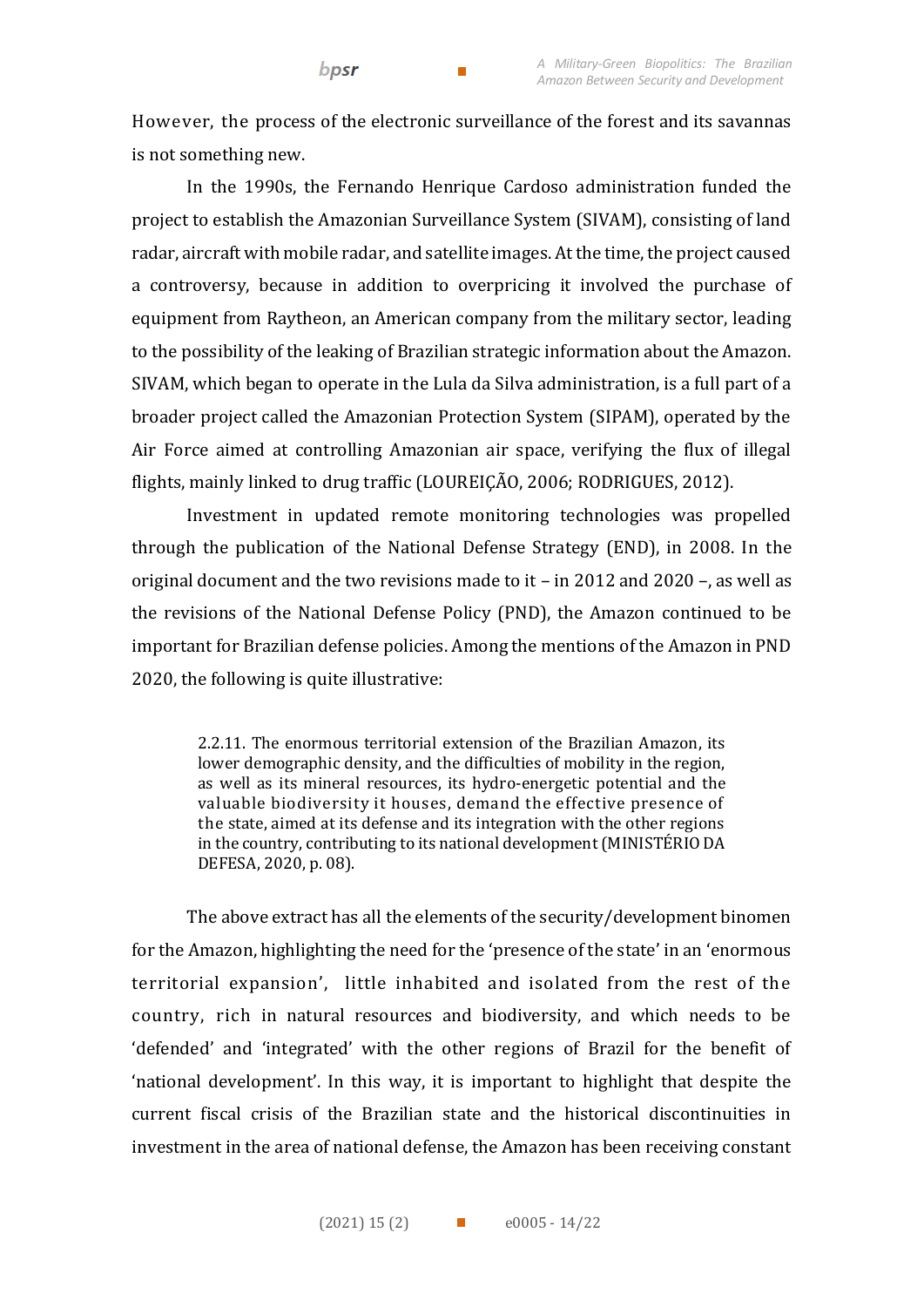However, the process of the electronic surveillance of the forest and its savannas is not something new.

In the 1990s, the Fernando Henrique Cardoso administration funded the project to establish the Amazonian Surveillance System (SIVAM), consisting of land radar, aircraft with mobile radar, and satellite images. At the time, the project caused a controversy, because in addition to overpricing it involved the purchase of equipment from Raytheon, an American company from the military sector, leading to the possibility of the leaking of Brazilian strategic information about the Amazon. SIVAM, which began to operate in the Lula da Silva administration, is a full part of a broader project called the Amazonian Protection System (SIPAM), operated by the Air Force aimed at controlling Amazonian air space, verifying the flux of illegal flights, mainly linked to drug traffic (LOUREIÇÃO, 2006; RODRIGUES, 2012).

Investment in updated remote monitoring technologies was propelled through the publication of the National Defense Strategy (END), in 2008. In the original document and the two revisions made to it – in 2012 and 2020 –, as well as the revisions of the National Defense Policy (PND), the Amazon continued to be important for Brazilian defense policies. Among the mentions of the Amazon in PND 2020, the following is quite illustrative:

> 2.2.11. The enormous territorial extension of the Brazilian Amazon, its lower demographic density, and the difficulties of mobility in the region, as well as its mineral resources, its hydro-energetic potential and the valuable biodiversity it houses, demand the effective presence of the state, aimed at its defense and its integration with the other regions in the country, contributing to its national development (MINISTÉRIO DA DEFESA, 2020, p. 08).

The above extract has all the elements of the security/development binomen for the Amazon, highlighting the need for the 'presence of the state' in an 'enormous territorial expansion', little inhabited and isolated from the rest of the country, rich in natural resources and biodiversity, and which needs to be 'defended' and 'integrated' with the other regions of Brazil for the benefit of 'national development'. In this way, it is important to highlight that despite the current fiscal crisis of the Brazilian state and the historical discontinuities in investment in the area of national defense, the Amazon has been receiving constant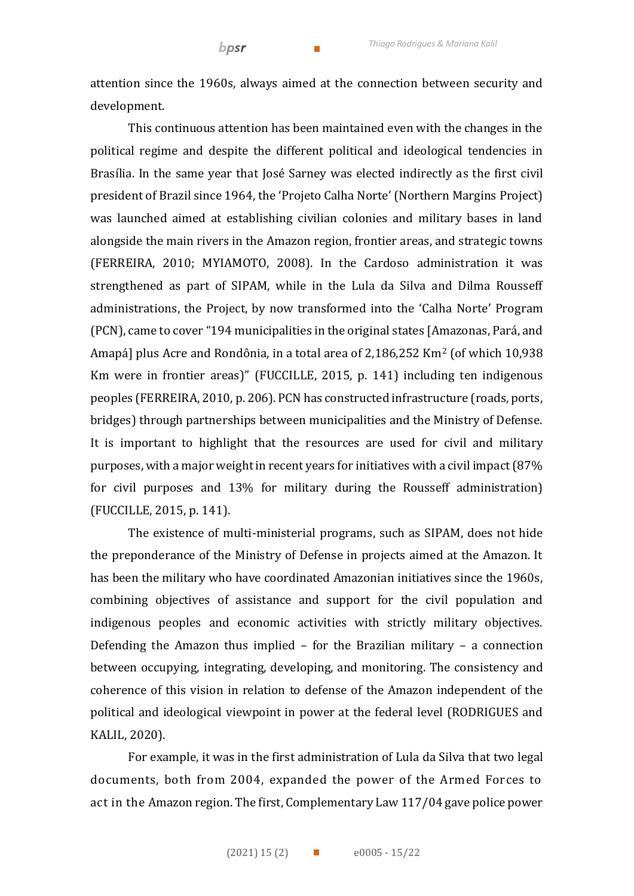attention since the 1960s, always aimed at the connection between security and development.

This continuous attention has been maintained even with the changes in the political regime and despite the different political and ideological tendencies in Brasília. In the same year that José Sarney was elected indirectly as the first civil president of Brazil since 1964, the 'Projeto Calha Norte' (Northern Margins Project) was launched aimed at establishing civilian colonies and military bases in land alongside the main rivers in the Amazon region, frontier areas, and strategic towns (FERREIRA, 2010; MYIAMOTO, 2008). In the Cardoso administration it was strengthened as part of SIPAM, while in the Lula da Silva and Dilma Rousseff administrations, the Project, by now transformed into the 'Calha Norte' Program (PCN), came to cover "194 municipalities in the original states [Amazonas, Pará, and Amapá] plus Acre and Rondônia, in a total area of 2,186,252 Km$^2$ (of which 10,938 Km were in frontier areas)" (FUCCILLE, 2015, p. 141) including ten indigenous peoples (FERREIRA, 2010, p. 206). PCN has constructed infrastructure (roads, ports, bridges) through partnerships between municipalities and the Ministry of Defense. It is important to highlight that the resources are used for civil and military purposes, with a major weight in recent years for initiatives with a civil impact (87% for civil purposes and 13% for military during the Rousseff administration) (FUCCILLE, 2015, p. 141).

The existence of multi-ministerial programs, such as SIPAM, does not hide the preponderance of the Ministry of Defense in projects aimed at the Amazon. It has been the military who have coordinated Amazonian initiatives since the 1960s, combining objectives of assistance and support for the civil population and indigenous peoples and economic activities with strictly military objectives. Defending the Amazon thus implied – for the Brazilian military – a connection between occupying, integrating, developing, and monitoring. The consistency and coherence of this vision in relation to defense of the Amazon independent of the political and ideological viewpoint in power at the federal level (RODRIGUES and KALIL, 2020).

For example, it was in the first administration of Lula da Silva that two legal documents, both from 2004, expanded the power of the Armed Forces to act in the Amazon region. The first, Complementary Law 117/04 gave police power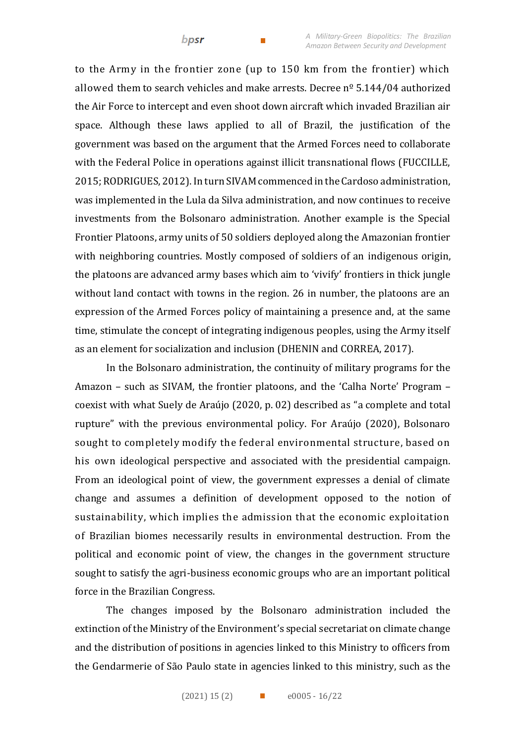to the Army in the frontier zone (up to 150 km from the frontier) which allowed them to search vehicles and make arrests. Decree nº 5.144/04 authorized the Air Force to intercept and even shoot down aircraft which invaded Brazilian air space. Although these laws applied to all of Brazil, the justification of the government was based on the argument that the Armed Forces need to collaborate with the Federal Police in operations against illicit transnational flows (FUCCILLE, 2015; RODRIGUES, 2012). In turn SIVAM commenced in the Cardoso administration, was implemented in the Lula da Silva administration, and now continues to receive investments from the Bolsonaro administration. Another example is the Special Frontier Platoons, army units of 50 soldiers deployed along the Amazonian frontier with neighboring countries. Mostly composed of soldiers of an indigenous origin, the platoons are advanced army bases which aim to 'vivify' frontiers in thick jungle without land contact with towns in the region. 26 in number, the platoons are an expression of the Armed Forces policy of maintaining a presence and, at the same time, stimulate the concept of integrating indigenous peoples, using the Army itself as an element for socialization and inclusion (DHENIN and CORREA, 2017).

In the Bolsonaro administration, the continuity of military programs for the Amazon – such as SIVAM, the frontier platoons, and the 'Calha Norte' Program – coexist with what Suely de Araújo (2020, p. 02) described as "a complete and total rupture" with the previous environmental policy. For Araújo (2020), Bolsonaro sought to completely modify the federal environmental structure, based on his own ideological perspective and associated with the presidential campaign. From an ideological point of view, the government expresses a denial of climate change and assumes a definition of development opposed to the notion of sustainability, which implies the admission that the economic exploitation of Brazilian biomes necessarily results in environmental destruction. From the political and economic point of view, the changes in the government structure sought to satisfy the agri-business economic groups who are an important political force in the Brazilian Congress.

The changes imposed by the Bolsonaro administration included the extinction of the Ministry of the Environment's special secretariat on climate change and the distribution of positions in agencies linked to this Ministry to officers from the Gendarmerie of São Paulo state in agencies linked to this ministry, such as the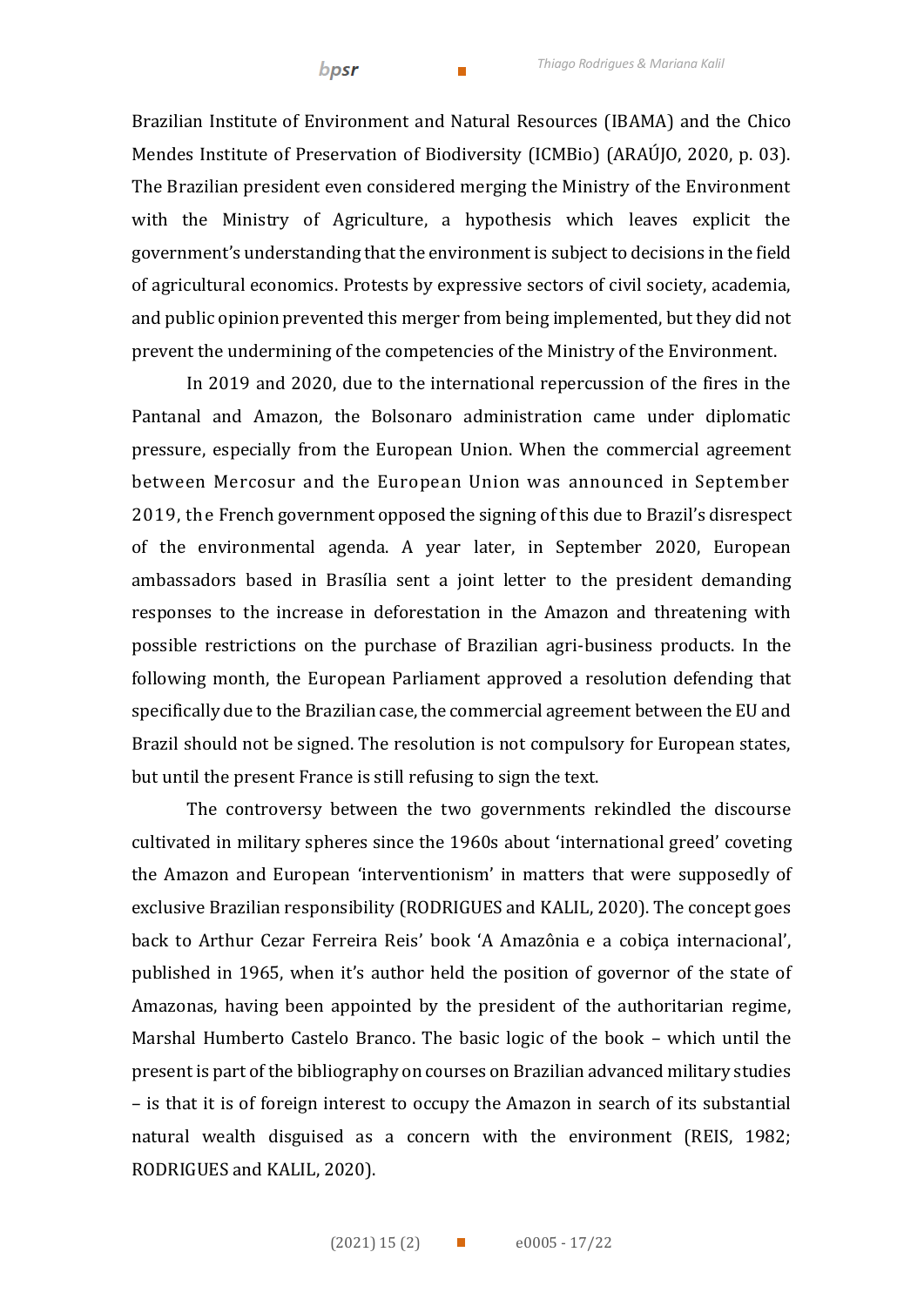Brazilian Institute of Environment and Natural Resources (IBAMA) and the Chico Mendes Institute of Preservation of Biodiversity (ICMBio) (ARAÚJO, 2020, p. 03). The Brazilian president even considered merging the Ministry of the Environment with the Ministry of Agriculture, a hypothesis which leaves explicit the government's understanding that the environment is subject to decisions in the field of agricultural economics. Protests by expressive sectors of civil society, academia, and public opinion prevented this merger from being implemented, but they did not prevent the undermining of the competencies of the Ministry of the Environment.

In 2019 and 2020, due to the international repercussion of the fires in the Pantanal and Amazon, the Bolsonaro administration came under diplomatic pressure, especially from the European Union. When the commercial agreement between Mercosur and the European Union was announced in September 2019, the French government opposed the signing of this due to Brazil's disrespect of the environmental agenda. A year later, in September 2020, European ambassadors based in Brasília sent a joint letter to the president demanding responses to the increase in deforestation in the Amazon and threatening with possible restrictions on the purchase of Brazilian agri-business products. In the following month, the European Parliament approved a resolution defending that specifically due to the Brazilian case, the commercial agreement between the EU and Brazil should not be signed. The resolution is not compulsory for European states, but until the present France is still refusing to sign the text.

The controversy between the two governments rekindled the discourse cultivated in military spheres since the 1960s about 'international greed' coveting the Amazon and European 'interventionism' in matters that were supposedly of exclusive Brazilian responsibility (RODRIGUES and KALIL, 2020). The concept goes back to Arthur Cezar Ferreira Reis' book 'A Amazônia e a cobiça internacional', published in 1965, when it's author held the position of governor of the state of Amazonas, having been appointed by the president of the authoritarian regime, Marshal Humberto Castelo Branco. The basic logic of the book – which until the present is part of the bibliography on courses on Brazilian advanced military studies – is that it is of foreign interest to occupy the Amazon in search of its substantial natural wealth disguised as a concern with the environment (REIS, 1982; RODRIGUES and KALIL, 2020).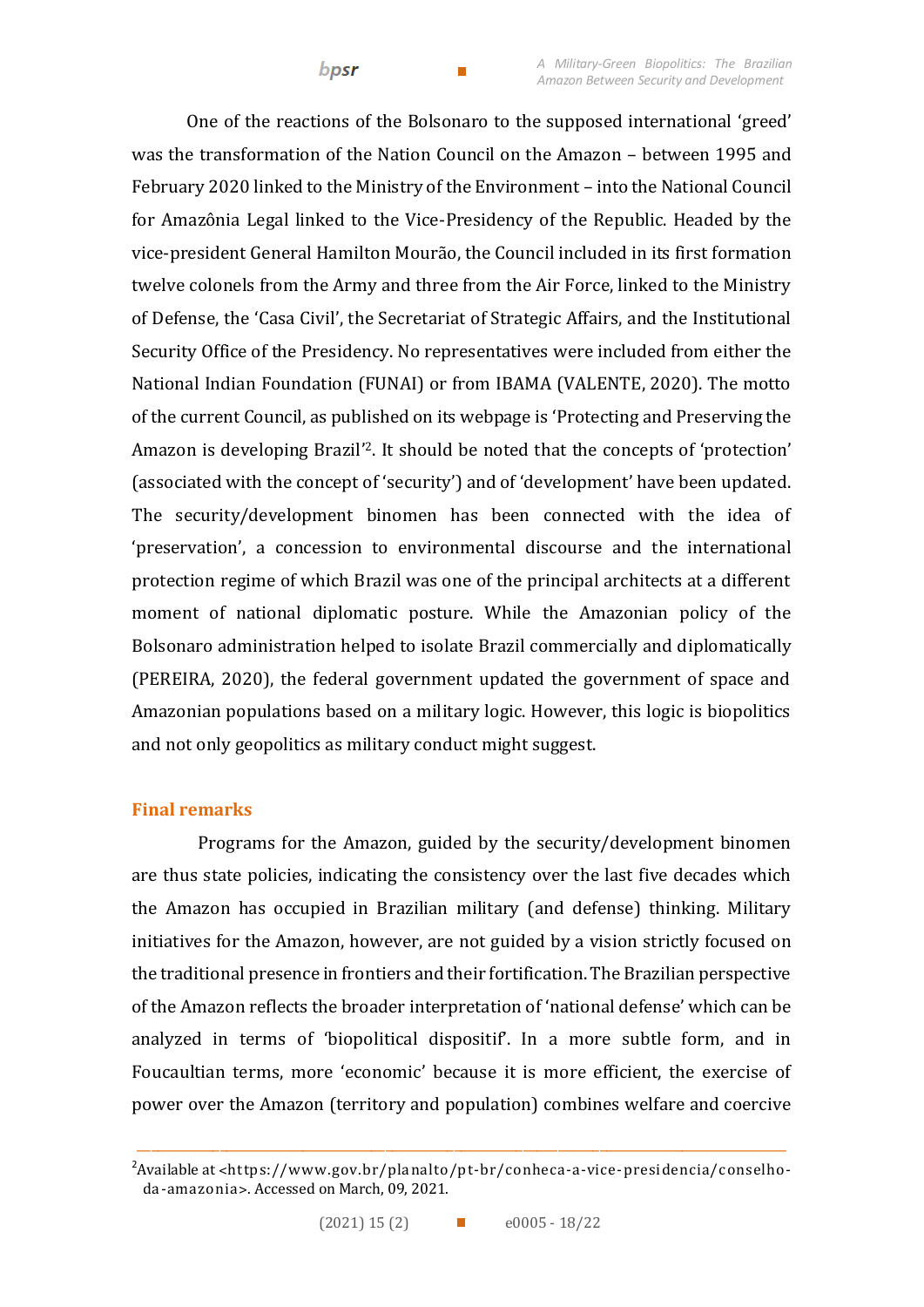One of the reactions of the Bolsonaro to the supposed international 'greed' was the transformation of the Nation Council on the Amazon – between 1995 and February 2020 linked to the Ministry of the Environment – into the National Council for Amazônia Legal linked to the Vice-Presidency of the Republic. Headed by the vice-president General Hamilton Mourão, the Council included in its first formation twelve colonels from the Army and three from the Air Force, linked to the Ministry of Defense, the 'Casa Civil', the Secretariat of Strategic Affairs, and the Institutional Security Office of the Presidency. No representatives were included from either the National Indian Foundation (FUNAI) or from IBAMA (VALENTE, 2020). The motto of the current Council, as published on its webpage is 'Protecting and Preserving the Amazon is developing Brazil'[2]. It should be noted that the concepts of 'protection' (associated with the concept of 'security') and of 'development' have been updated. The security/development binomen has been connected with the idea of 'preservation', a concession to environmental discourse and the international protection regime of which Brazil was one of the principal architects at a different moment of national diplomatic posture. While the Amazonian policy of the Bolsonaro administration helped to isolate Brazil commercially and diplomatically (PEREIRA, 2020), the federal government updated the government of space and Amazonian populations based on a military logic. However, this logic is biopolitics and not only geopolitics as military conduct might suggest.

## Final remarks

Programs for the Amazon, guided by the security/development binomen are thus state policies, indicating the consistency over the last five decades which the Amazon has occupied in Brazilian military (and defense) thinking. Military initiatives for the Amazon, however, are not guided by a vision strictly focused on the traditional presence in frontiers and their fortification. The Brazilian perspective of the Amazon reflects the broader interpretation of 'national defense' which can be analyzed in terms of 'biopolitical dispositif'. In a more subtle form, and in Foucaultian terms, more 'economic' because it is more efficient, the exercise of power over the Amazon (territory and population) combines welfare and coercive

---

[2]Available at <https://www.gov.br/planalto/pt-br/conheca-a-vice-presidencia/conselho-da-amazonia>. Accessed on March, 09, 2021.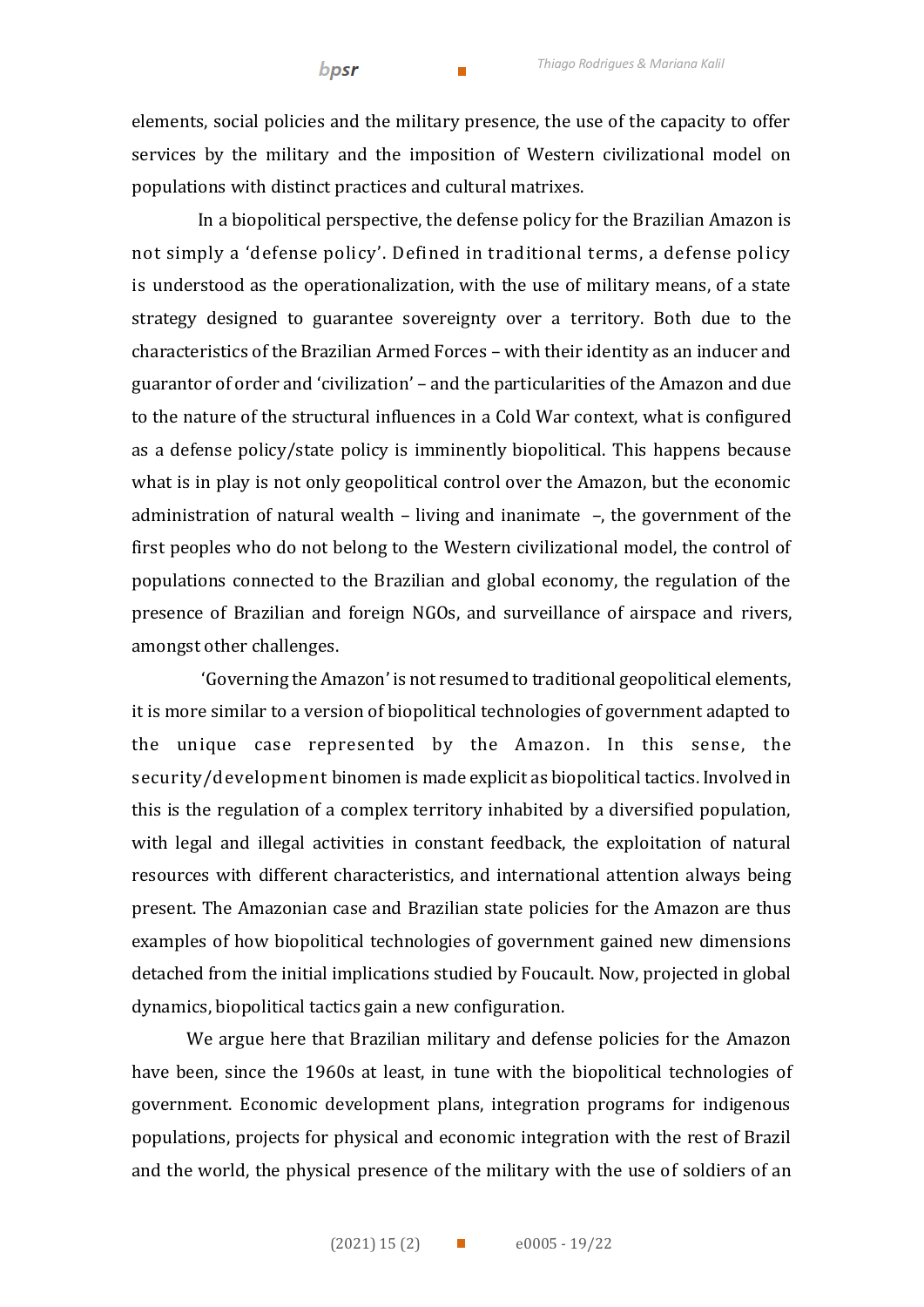elements, social policies and the military presence, the use of the capacity to offer services by the military and the imposition of Western civilizational model on populations with distinct practices and cultural matrixes.

In a biopolitical perspective, the defense policy for the Brazilian Amazon is not simply a 'defense policy'. Defined in traditional terms, a defense policy is understood as the operationalization, with the use of military means, of a state strategy designed to guarantee sovereignty over a territory. Both due to the characteristics of the Brazilian Armed Forces – with their identity as an inducer and guarantor of order and 'civilization' – and the particularities of the Amazon and due to the nature of the structural influences in a Cold War context, what is configured as a defense policy/state policy is imminently biopolitical. This happens because what is in play is not only geopolitical control over the Amazon, but the economic administration of natural wealth – living and inanimate –, the government of the first peoples who do not belong to the Western civilizational model, the control of populations connected to the Brazilian and global economy, the regulation of the presence of Brazilian and foreign NGOs, and surveillance of airspace and rivers, amongst other challenges.

'Governing the Amazon' is not resumed to traditional geopolitical elements, it is more similar to a version of biopolitical technologies of government adapted to the unique case represented by the Amazon. In this sense, the security/development binomen is made explicit as biopolitical tactics. Involved in this is the regulation of a complex territory inhabited by a diversified population, with legal and illegal activities in constant feedback, the exploitation of natural resources with different characteristics, and international attention always being present. The Amazonian case and Brazilian state policies for the Amazon are thus examples of how biopolitical technologies of government gained new dimensions detached from the initial implications studied by Foucault. Now, projected in global dynamics, biopolitical tactics gain a new configuration.

We argue here that Brazilian military and defense policies for the Amazon have been, since the 1960s at least, in tune with the biopolitical technologies of government. Economic development plans, integration programs for indigenous populations, projects for physical and economic integration with the rest of Brazil and the world, the physical presence of the military with the use of soldiers of an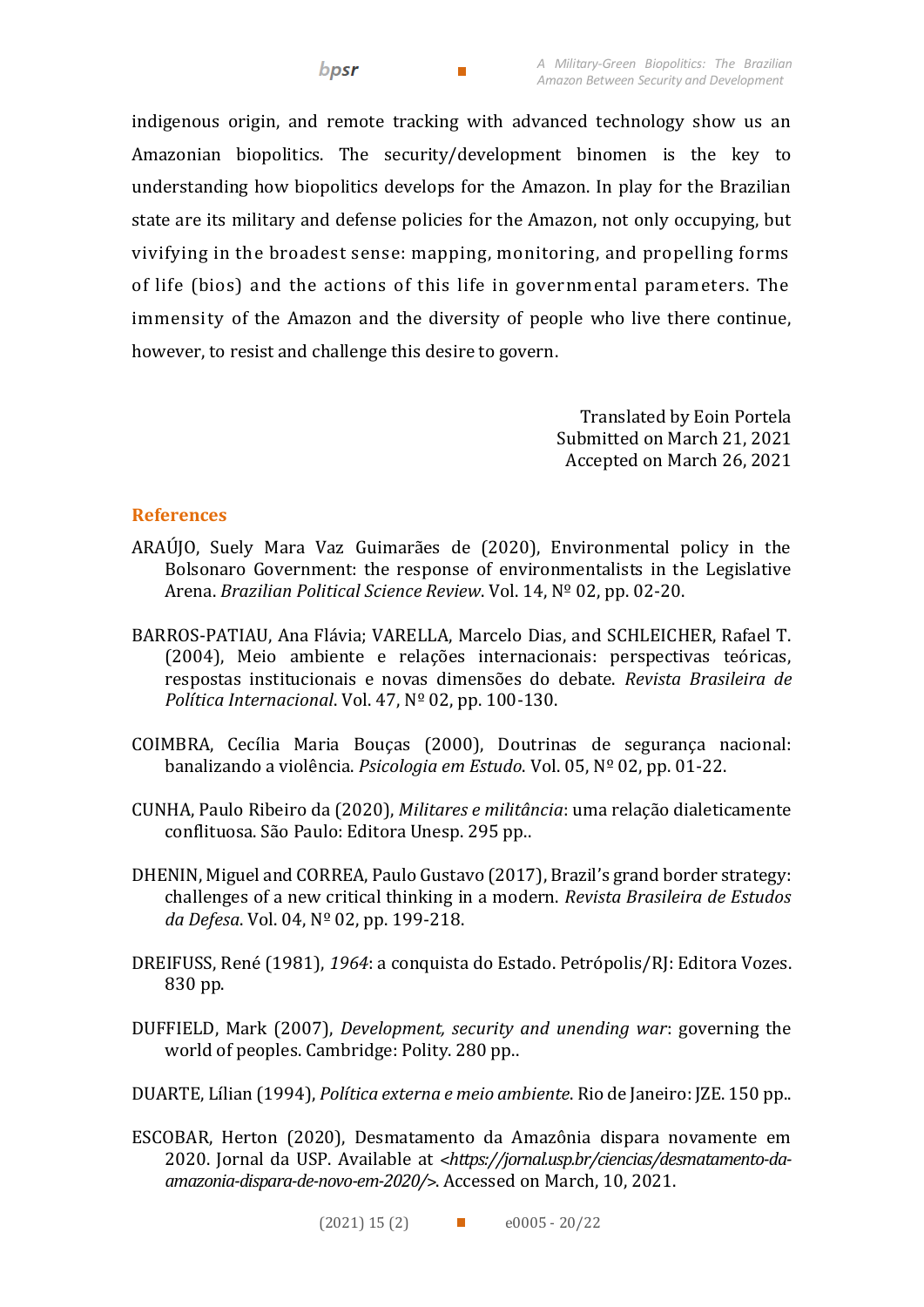indigenous origin, and remote tracking with advanced technology show us an Amazonian biopolitics. The security/development binomen is the key to understanding how biopolitics develops for the Amazon. In play for the Brazilian state are its military and defense policies for the Amazon, not only occupying, but vivifying in the broadest sense: mapping, monitoring, and propelling forms of life (bios) and the actions of this life in governmental parameters. The immensity of the Amazon and the diversity of people who live there continue, however, to resist and challenge this desire to govern.

Translated by Eoin Portela
Submitted on March 21, 2021
Accepted on March 26, 2021

## References

ARAÚJO, Suely Mara Vaz Guimarães de (2020), Environmental policy in the Bolsonaro Government: the response of environmentalists in the Legislative Arena. *Brazilian Political Science Review*. Vol. 14, Nº 02, pp. 02-20.

BARROS-PATIAU, Ana Flávia; VARELLA, Marcelo Dias, and SCHLEICHER, Rafael T. (2004), Meio ambiente e relações internacionais: perspectivas teóricas, respostas institucionais e novas dimensões do debate. *Revista Brasileira de Política Internacional*. Vol. 47, Nº 02, pp. 100-130.

COIMBRA, Cecília Maria Bouças (2000), Doutrinas de segurança nacional: banalizando a violência. *Psicologia em Estudo*. Vol. 05, Nº 02, pp. 01-22.

CUNHA, Paulo Ribeiro da (2020), *Militares e militância*: uma relação dialeticamente conflituosa. São Paulo: Editora Unesp. 295 pp..

DHENIN, Miguel and CORREA, Paulo Gustavo (2017), Brazil's grand border strategy: challenges of a new critical thinking in a modern. *Revista Brasileira de Estudos da Defesa*. Vol. 04, Nº 02, pp. 199-218.

DREIFUSS, René (1981), *1964*: a conquista do Estado. Petrópolis/RJ: Editora Vozes. 830 pp.

DUFFIELD, Mark (2007), *Development, security and unending war*: governing the world of peoples. Cambridge: Polity. 280 pp..

DUARTE, Lílian (1994), *Política externa e meio ambiente*. Rio de Janeiro: JZE. 150 pp..

ESCOBAR, Herton (2020), Desmatamento da Amazônia dispara novamente em 2020. Jornal da USP. Available at <*https://jornal.usp.br/ciencias/desmatamento-da-amazonia-dispara-de-novo-em-2020/*>. Accessed on March, 10, 2021.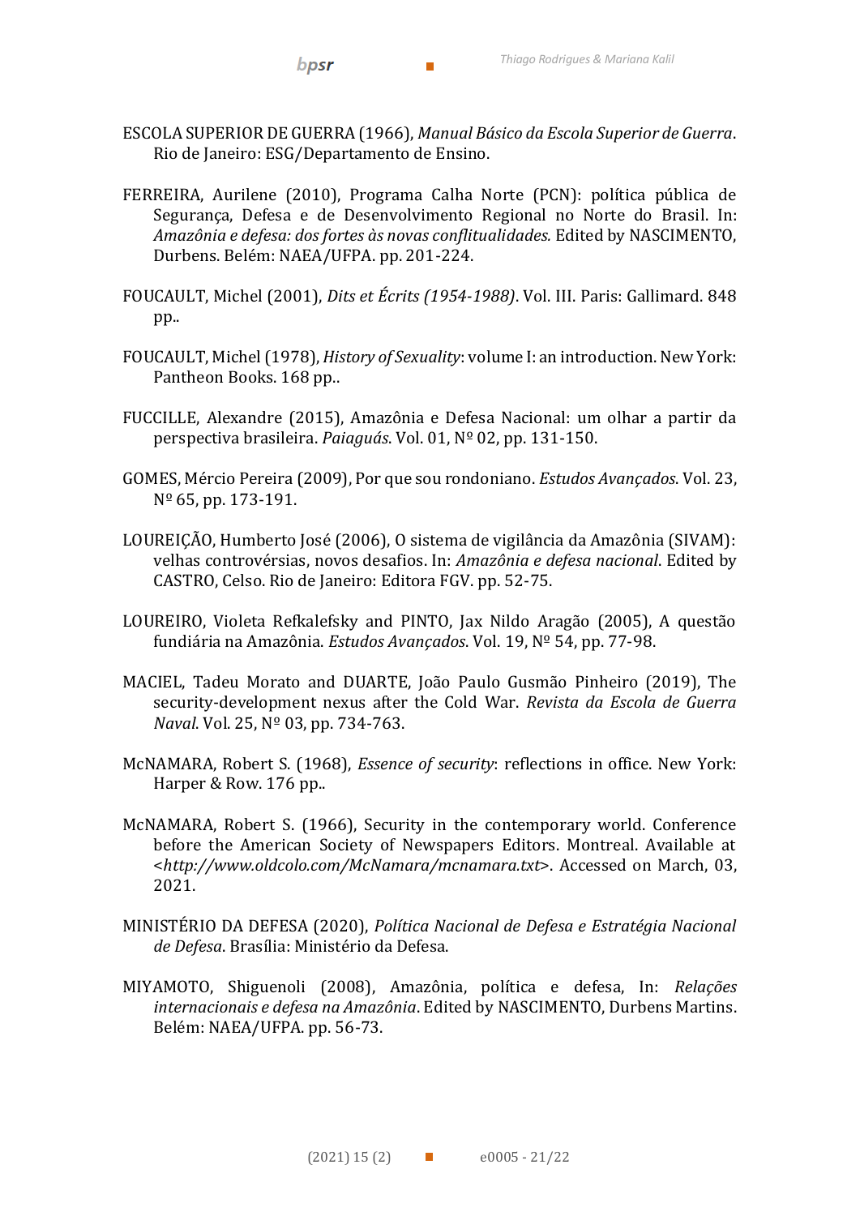ESCOLA SUPERIOR DE GUERRA (1966), *Manual Básico da Escola Superior de Guerra*. Rio de Janeiro: ESG/Departamento de Ensino.

FERREIRA, Aurilene (2010), Programa Calha Norte (PCN): política pública de Segurança, Defesa e de Desenvolvimento Regional no Norte do Brasil. In: *Amazônia e defesa: dos fortes às novas conflitualidades.* Edited by NASCIMENTO, Durbens. Belém: NAEA/UFPA. pp. 201-224.

FOUCAULT, Michel (2001), *Dits et Écrits (1954-1988)*. Vol. III. Paris: Gallimard. 848 pp..

FOUCAULT, Michel (1978), *History of Sexuality*: volume I: an introduction. New York: Pantheon Books. 168 pp..

FUCCILLE, Alexandre (2015), Amazônia e Defesa Nacional: um olhar a partir da perspectiva brasileira. *Paiaguás*. Vol. 01, Nº 02, pp. 131-150.

GOMES, Mércio Pereira (2009), Por que sou rondoniano. *Estudos Avançados*. Vol. 23, Nº 65, pp. 173-191.

LOUREIÇÃO, Humberto José (2006), O sistema de vigilância da Amazônia (SIVAM): velhas controvérsias, novos desafios. In: *Amazônia e defesa nacional*. Edited by CASTRO, Celso. Rio de Janeiro: Editora FGV. pp. 52-75.

LOUREIRO, Violeta Refkalefsky and PINTO, Jax Nildo Aragão (2005), A questão fundiária na Amazônia. *Estudos Avançados*. Vol. 19, Nº 54, pp. 77-98.

MACIEL, Tadeu Morato and DUARTE, João Paulo Gusmão Pinheiro (2019), The security-development nexus after the Cold War. *Revista da Escola de Guerra Naval*. Vol. 25, Nº 03, pp. 734-763.

McNAMARA, Robert S. (1968), *Essence of security*: reflections in office. New York: Harper & Row. 176 pp..

McNAMARA, Robert S. (1966), Security in the contemporary world. Conference before the American Society of Newspapers Editors. Montreal. Available at <*http://www.oldcolo.com/McNamara/mcnamara.txt*>. Accessed on March, 03, 2021.

MINISTÉRIO DA DEFESA (2020), *Política Nacional de Defesa e Estratégia Nacional de Defesa*. Brasília: Ministério da Defesa.

MIYAMOTO, Shiguenoli (2008), Amazônia, política e defesa, In: *Relações internacionais e defesa na Amazônia*. Edited by NASCIMENTO, Durbens Martins. Belém: NAEA/UFPA. pp. 56-73.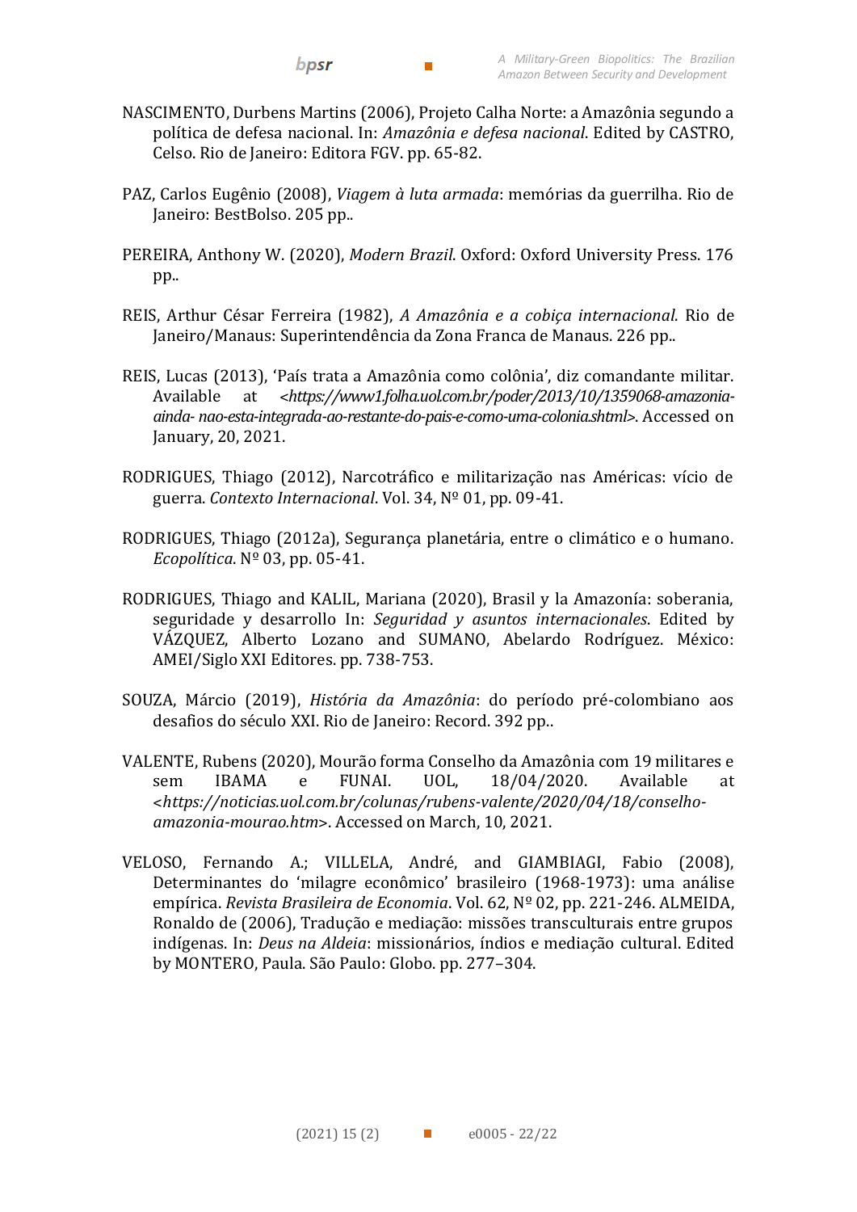NASCIMENTO, Durbens Martins (2006), Projeto Calha Norte: a Amazônia segundo a política de defesa nacional. In: *Amazônia e defesa nacional*. Edited by CASTRO, Celso. Rio de Janeiro: Editora FGV. pp. 65-82.

PAZ, Carlos Eugênio (2008), *Viagem à luta armada*: memórias da guerrilha. Rio de Janeiro: BestBolso. 205 pp..

PEREIRA, Anthony W. (2020), *Modern Brazil*. Oxford: Oxford University Press. 176 pp..

REIS, Arthur César Ferreira (1982), *A Amazônia e a cobiça internacional*. Rio de Janeiro/Manaus: Superintendência da Zona Franca de Manaus. 226 pp..

REIS, Lucas (2013), 'País trata a Amazônia como colônia', diz comandante militar. Available at <*https://www1.folha.uol.com.br/poder/2013/10/1359068-amazonia-ainda- nao-esta-integrada-ao-restante-do-pais-e-como-uma-colonia.shtml*>. Accessed on January, 20, 2021.

RODRIGUES, Thiago (2012), Narcotráfico e militarização nas Américas: vício de guerra. *Contexto Internacional*. Vol. 34, Nº 01, pp. 09-41.

RODRIGUES, Thiago (2012a), Segurança planetária, entre o climático e o humano. *Ecopolítica*. Nº 03, pp. 05-41.

RODRIGUES, Thiago and KALIL, Mariana (2020), Brasil y la Amazonía: soberania, seguridade y desarrollo In: *Seguridad y asuntos internacionales*. Edited by VÁZQUEZ, Alberto Lozano and SUMANO, Abelardo Rodríguez. México: AMEI/Siglo XXI Editores. pp. 738-753.

SOUZA, Márcio (2019), *História da Amazônia*: do período pré-colombiano aos desafios do século XXI. Rio de Janeiro: Record. 392 pp..

VALENTE, Rubens (2020), Mourão forma Conselho da Amazônia com 19 militares e sem IBAMA e FUNAI. UOL, 18/04/2020. Available at <*https://noticias.uol.com.br/colunas/rubens-valente/2020/04/18/conselho-amazonia-mourao.htm*>. Accessed on March, 10, 2021.

VELOSO, Fernando A.; VILLELA, André, and GIAMBIAGI, Fabio (2008), Determinantes do 'milagre econômico' brasileiro (1968-1973): uma análise empírica. *Revista Brasileira de Economia*. Vol. 62, Nº 02, pp. 221-246. ALMEIDA, Ronaldo de (2006), Tradução e mediação: missões transculturais entre grupos indígenas. In: *Deus na Aldeia*: missionários, índios e mediação cultural. Edited by MONTERO, Paula. São Paulo: Globo. pp. 277–304.